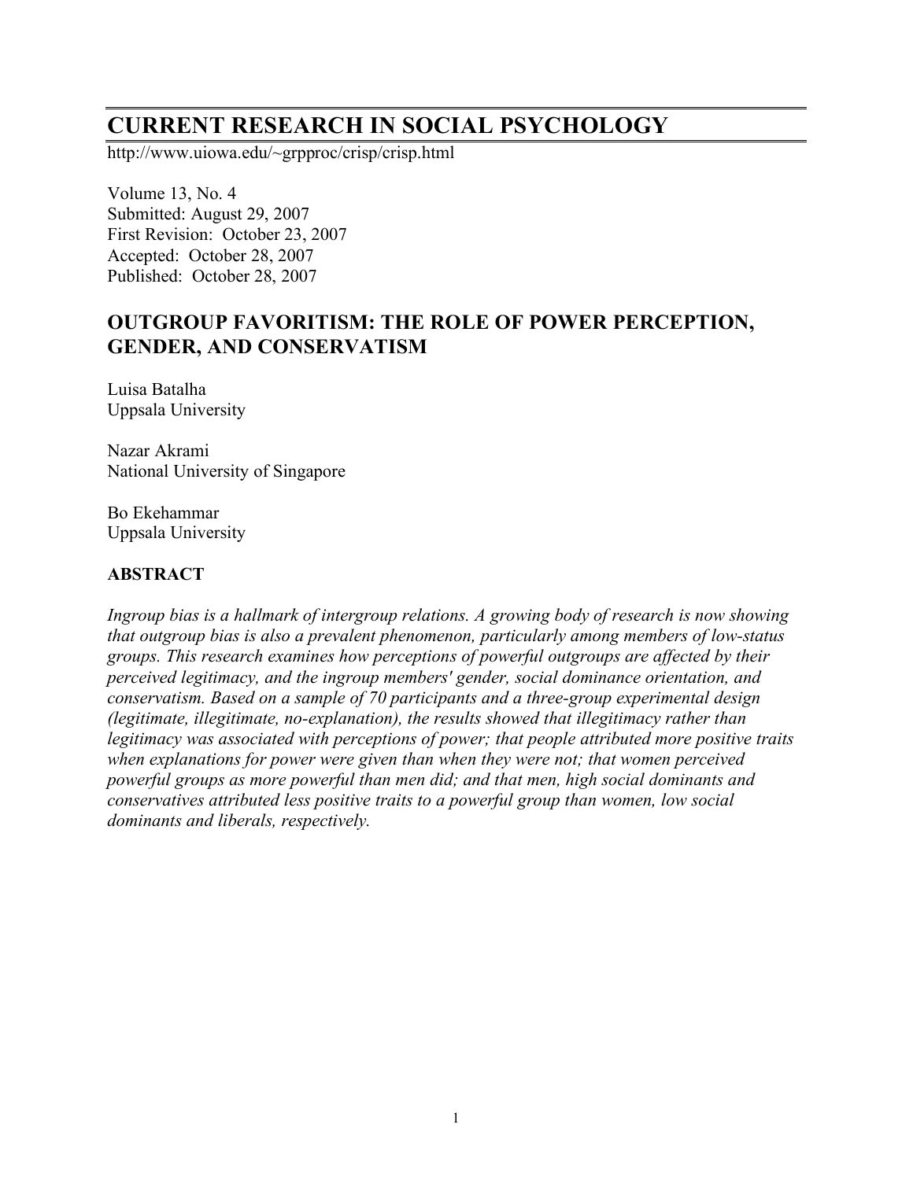# CURRENT RESEARCH IN SOCIAL PSYCHOLOGY

http://www.uiowa.edu/~grpproc/crisp/crisp.html

Volume 13, No. 4
Submitted: August 29, 2007
First Revision: October 23, 2007
Accepted: October 28, 2007
Published: October 28, 2007

## OUTGROUP FAVORITISM: THE ROLE OF POWER PERCEPTION, GENDER, AND CONSERVATISM

Luisa Batalha
Uppsala University

Nazar Akrami
National University of Singapore

Bo Ekehammar
Uppsala University

### ABSTRACT

*Ingroup bias is a hallmark of intergroup relations. A growing body of research is now showing that outgroup bias is also a prevalent phenomenon, particularly among members of low-status groups. This research examines how perceptions of powerful outgroups are affected by their perceived legitimacy, and the ingroup members' gender, social dominance orientation, and conservatism. Based on a sample of 70 participants and a three-group experimental design (legitimate, illegitimate, no-explanation), the results showed that illegitimacy rather than legitimacy was associated with perceptions of power; that people attributed more positive traits when explanations for power were given than when they were not; that women perceived powerful groups as more powerful than men did; and that men, high social dominants and conservatives attributed less positive traits to a powerful group than women, low social dominants and liberals, respectively.*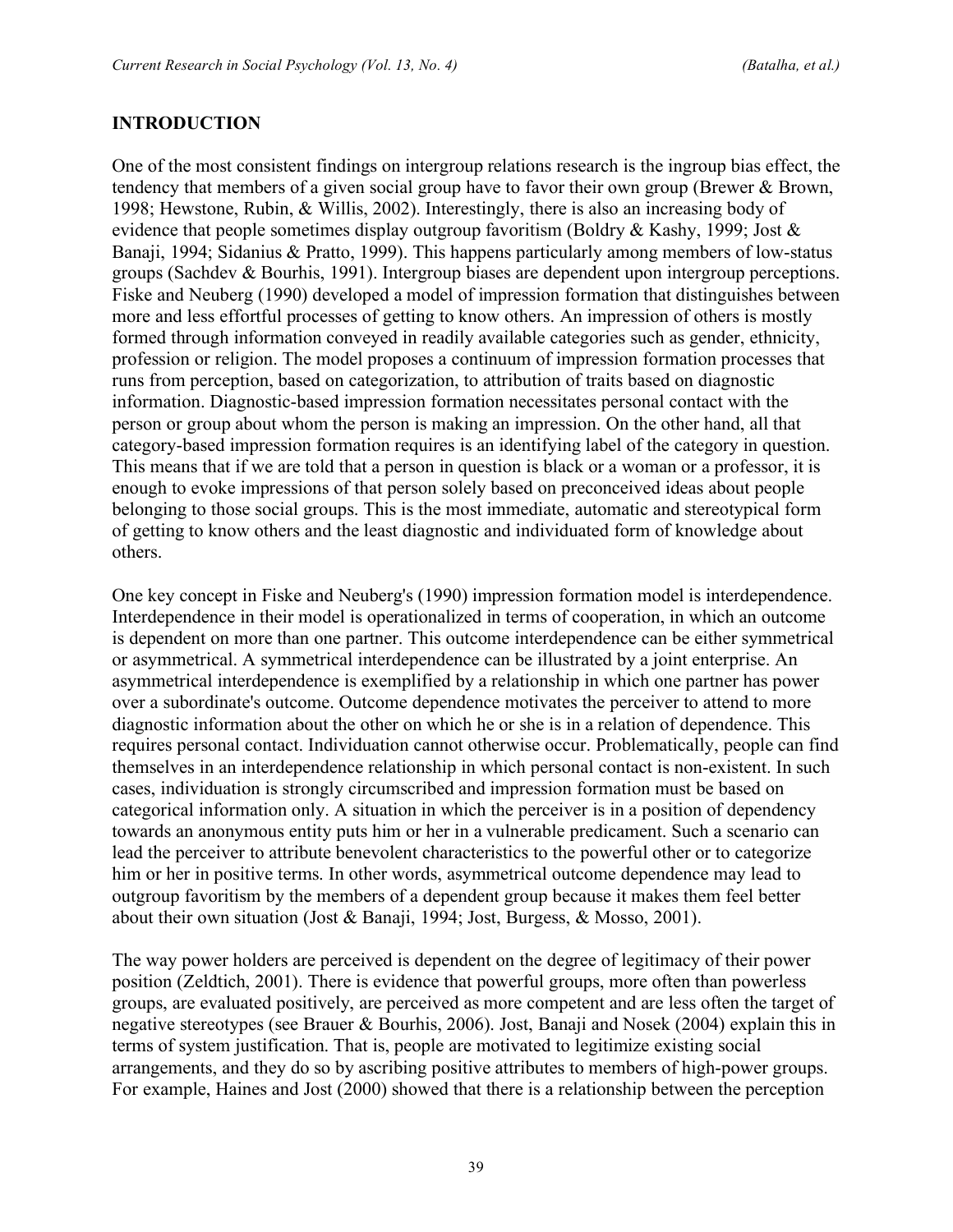## INTRODUCTION

One of the most consistent findings on intergroup relations research is the ingroup bias effect, the tendency that members of a given social group have to favor their own group (Brewer & Brown, 1998; Hewstone, Rubin, & Willis, 2002). Interestingly, there is also an increasing body of evidence that people sometimes display outgroup favoritism (Boldry & Kashy, 1999; Jost & Banaji, 1994; Sidanius & Pratto, 1999). This happens particularly among members of low-status groups (Sachdev & Bourhis, 1991). Intergroup biases are dependent upon intergroup perceptions. Fiske and Neuberg (1990) developed a model of impression formation that distinguishes between more and less effortful processes of getting to know others. An impression of others is mostly formed through information conveyed in readily available categories such as gender, ethnicity, profession or religion. The model proposes a continuum of impression formation processes that runs from perception, based on categorization, to attribution of traits based on diagnostic information. Diagnostic-based impression formation necessitates personal contact with the person or group about whom the person is making an impression. On the other hand, all that category-based impression formation requires is an identifying label of the category in question. This means that if we are told that a person in question is black or a woman or a professor, it is enough to evoke impressions of that person solely based on preconceived ideas about people belonging to those social groups. This is the most immediate, automatic and stereotypical form of getting to know others and the least diagnostic and individuated form of knowledge about others.

One key concept in Fiske and Neuberg's (1990) impression formation model is interdependence. Interdependence in their model is operationalized in terms of cooperation, in which an outcome is dependent on more than one partner. This outcome interdependence can be either symmetrical or asymmetrical. A symmetrical interdependence can be illustrated by a joint enterprise. An asymmetrical interdependence is exemplified by a relationship in which one partner has power over a subordinate's outcome. Outcome dependence motivates the perceiver to attend to more diagnostic information about the other on which he or she is in a relation of dependence. This requires personal contact. Individuation cannot otherwise occur. Problematically, people can find themselves in an interdependence relationship in which personal contact is non-existent. In such cases, individuation is strongly circumscribed and impression formation must be based on categorical information only. A situation in which the perceiver is in a position of dependency towards an anonymous entity puts him or her in a vulnerable predicament. Such a scenario can lead the perceiver to attribute benevolent characteristics to the powerful other or to categorize him or her in positive terms. In other words, asymmetrical outcome dependence may lead to outgroup favoritism by the members of a dependent group because it makes them feel better about their own situation (Jost & Banaji, 1994; Jost, Burgess, & Mosso, 2001).

The way power holders are perceived is dependent on the degree of legitimacy of their power position (Zeldtich, 2001). There is evidence that powerful groups, more often than powerless groups, are evaluated positively, are perceived as more competent and are less often the target of negative stereotypes (see Brauer & Bourhis, 2006). Jost, Banaji and Nosek (2004) explain this in terms of system justification. That is, people are motivated to legitimize existing social arrangements, and they do so by ascribing positive attributes to members of high-power groups. For example, Haines and Jost (2000) showed that there is a relationship between the perception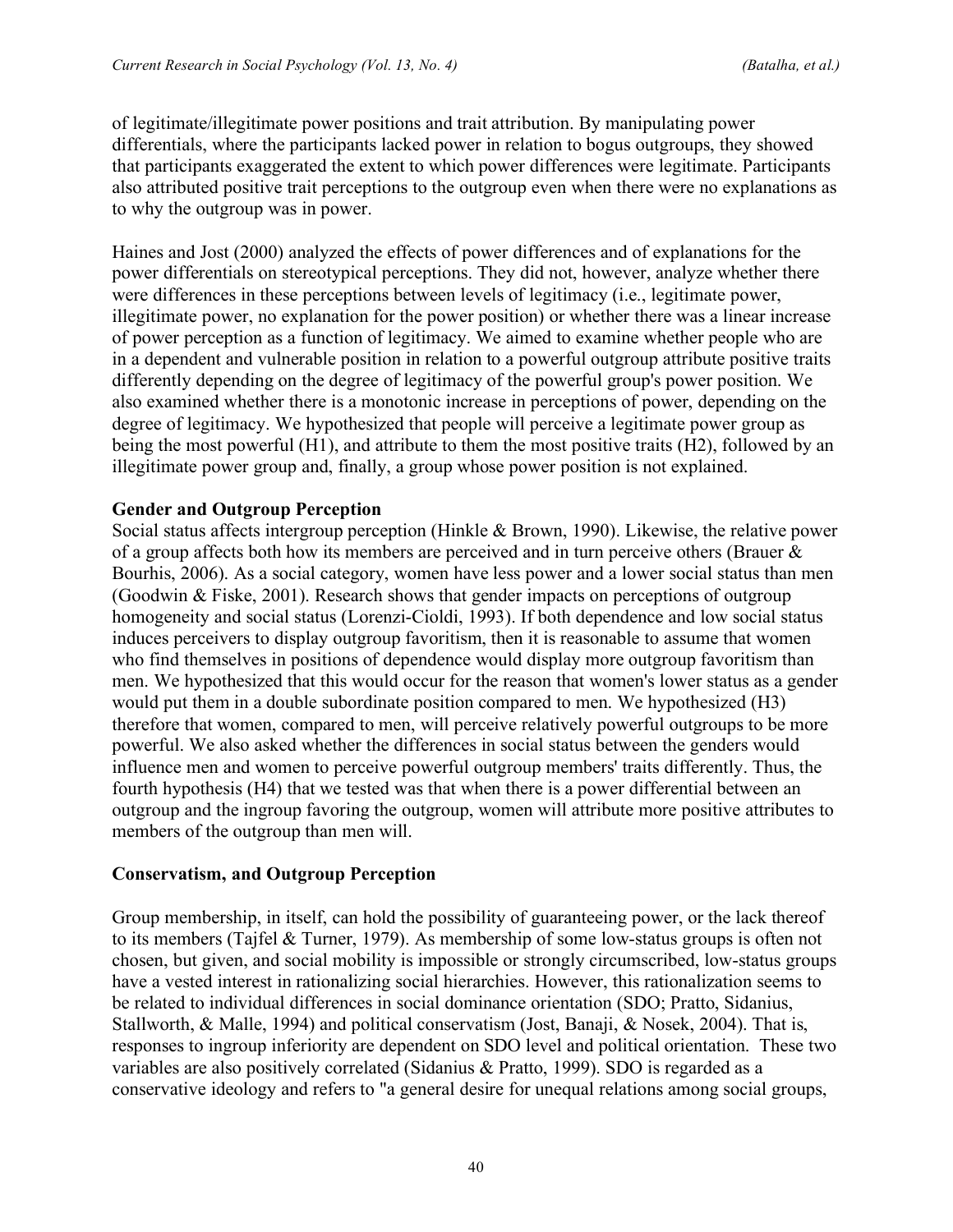of legitimate/illegitimate power positions and trait attribution. By manipulating power differentials, where the participants lacked power in relation to bogus outgroups, they showed that participants exaggerated the extent to which power differences were legitimate. Participants also attributed positive trait perceptions to the outgroup even when there were no explanations as to why the outgroup was in power.

Haines and Jost (2000) analyzed the effects of power differences and of explanations for the power differentials on stereotypical perceptions. They did not, however, analyze whether there were differences in these perceptions between levels of legitimacy (i.e., legitimate power, illegitimate power, no explanation for the power position) or whether there was a linear increase of power perception as a function of legitimacy. We aimed to examine whether people who are in a dependent and vulnerable position in relation to a powerful outgroup attribute positive traits differently depending on the degree of legitimacy of the powerful group's power position. We also examined whether there is a monotonic increase in perceptions of power, depending on the degree of legitimacy. We hypothesized that people will perceive a legitimate power group as being the most powerful (H1), and attribute to them the most positive traits (H2), followed by an illegitimate power group and, finally, a group whose power position is not explained.

### Gender and Outgroup Perception

Social status affects intergroup perception (Hinkle & Brown, 1990). Likewise, the relative power of a group affects both how its members are perceived and in turn perceive others (Brauer & Bourhis, 2006). As a social category, women have less power and a lower social status than men (Goodwin & Fiske, 2001). Research shows that gender impacts on perceptions of outgroup homogeneity and social status (Lorenzi-Cioldi, 1993). If both dependence and low social status induces perceivers to display outgroup favoritism, then it is reasonable to assume that women who find themselves in positions of dependence would display more outgroup favoritism than men. We hypothesized that this would occur for the reason that women's lower status as a gender would put them in a double subordinate position compared to men. We hypothesized (H3) therefore that women, compared to men, will perceive relatively powerful outgroups to be more powerful. We also asked whether the differences in social status between the genders would influence men and women to perceive powerful outgroup members' traits differently. Thus, the fourth hypothesis (H4) that we tested was that when there is a power differential between an outgroup and the ingroup favoring the outgroup, women will attribute more positive attributes to members of the outgroup than men will.

### Conservatism, and Outgroup Perception

Group membership, in itself, can hold the possibility of guaranteeing power, or the lack thereof to its members (Tajfel & Turner, 1979). As membership of some low-status groups is often not chosen, but given, and social mobility is impossible or strongly circumscribed, low-status groups have a vested interest in rationalizing social hierarchies. However, this rationalization seems to be related to individual differences in social dominance orientation (SDO; Pratto, Sidanius, Stallworth, & Malle, 1994) and political conservatism (Jost, Banaji, & Nosek, 2004). That is, responses to ingroup inferiority are dependent on SDO level and political orientation. These two variables are also positively correlated (Sidanius & Pratto, 1999). SDO is regarded as a conservative ideology and refers to "a general desire for unequal relations among social groups,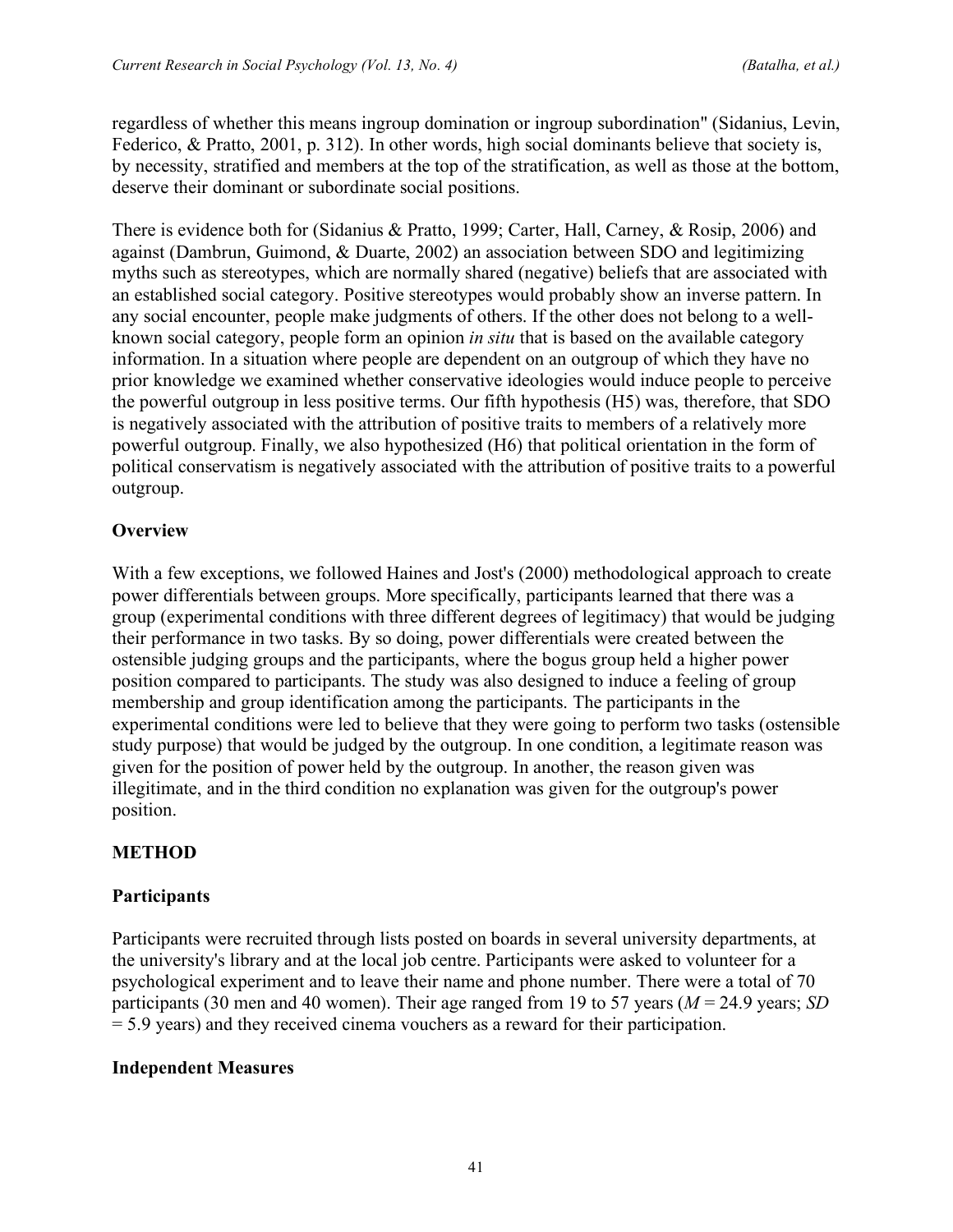regardless of whether this means ingroup domination or ingroup subordination" (Sidanius, Levin, Federico, & Pratto, 2001, p. 312). In other words, high social dominants believe that society is, by necessity, stratified and members at the top of the stratification, as well as those at the bottom, deserve their dominant or subordinate social positions.

There is evidence both for (Sidanius & Pratto, 1999; Carter, Hall, Carney, & Rosip, 2006) and against (Dambrun, Guimond, & Duarte, 2002) an association between SDO and legitimizing myths such as stereotypes, which are normally shared (negative) beliefs that are associated with an established social category. Positive stereotypes would probably show an inverse pattern. In any social encounter, people make judgments of others. If the other does not belong to a well-known social category, people form an opinion *in situ* that is based on the available category information. In a situation where people are dependent on an outgroup of which they have no prior knowledge we examined whether conservative ideologies would induce people to perceive the powerful outgroup in less positive terms. Our fifth hypothesis (H5) was, therefore, that SDO is negatively associated with the attribution of positive traits to members of a relatively more powerful outgroup. Finally, we also hypothesized (H6) that political orientation in the form of political conservatism is negatively associated with the attribution of positive traits to a powerful outgroup.

## Overview

With a few exceptions, we followed Haines and Jost's (2000) methodological approach to create power differentials between groups. More specifically, participants learned that there was a group (experimental conditions with three different degrees of legitimacy) that would be judging their performance in two tasks. By so doing, power differentials were created between the ostensible judging groups and the participants, where the bogus group held a higher power position compared to participants. The study was also designed to induce a feeling of group membership and group identification among the participants. The participants in the experimental conditions were led to believe that they were going to perform two tasks (ostensible study purpose) that would be judged by the outgroup. In one condition, a legitimate reason was given for the position of power held by the outgroup. In another, the reason given was illegitimate, and in the third condition no explanation was given for the outgroup's power position.

## METHOD

### Participants

Participants were recruited through lists posted on boards in several university departments, at the university's library and at the local job centre. Participants were asked to volunteer for a psychological experiment and to leave their name and phone number. There were a total of 70 participants (30 men and 40 women). Their age ranged from 19 to 57 years ($M$ = 24.9 years; $SD$ = 5.9 years) and they received cinema vouchers as a reward for their participation.

### Independent Measures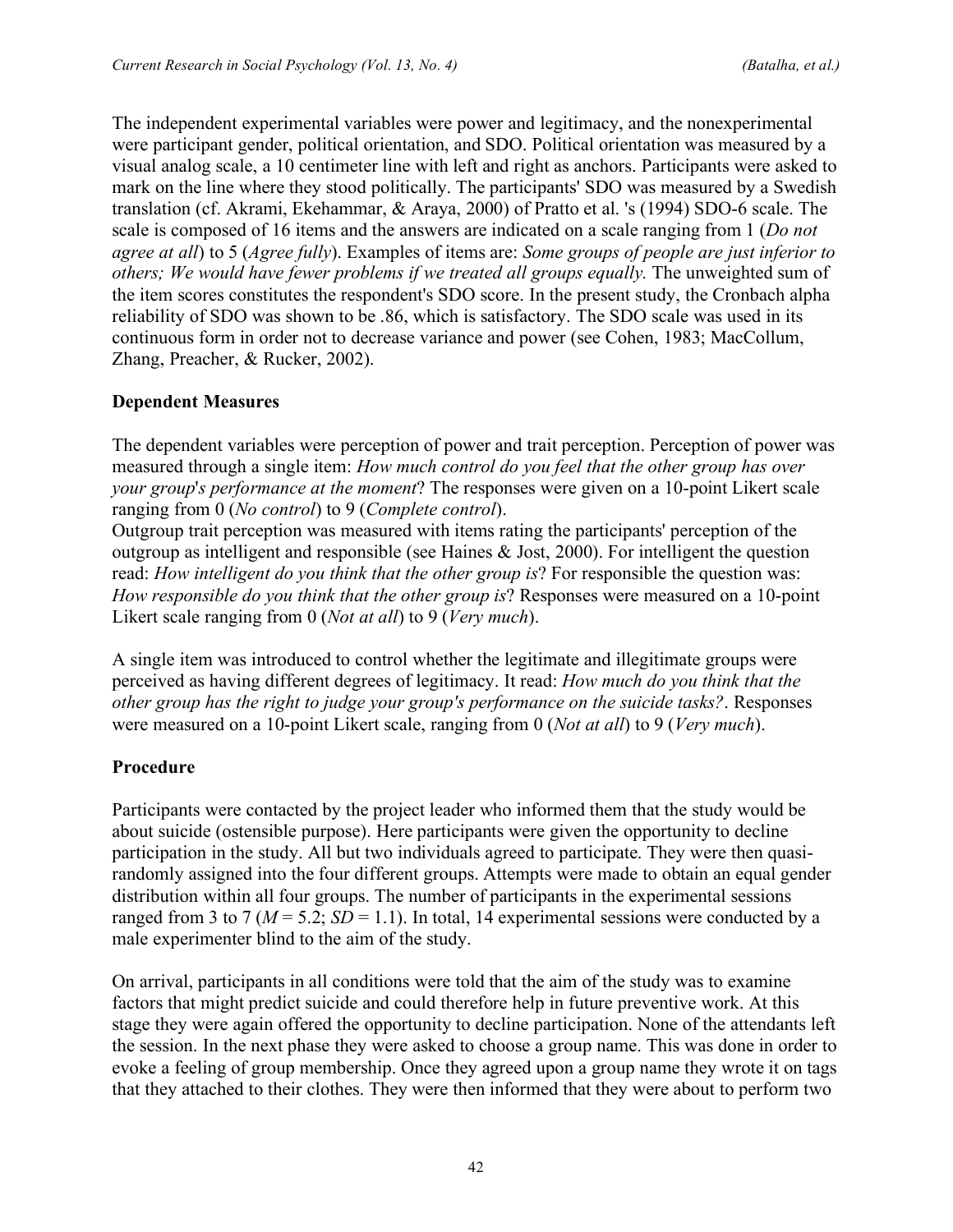The independent experimental variables were power and legitimacy, and the nonexperimental were participant gender, political orientation, and SDO. Political orientation was measured by a visual analog scale, a 10 centimeter line with left and right as anchors. Participants were asked to mark on the line where they stood politically. The participants' SDO was measured by a Swedish translation (cf. Akrami, Ekehammar, & Araya, 2000) of Pratto et al. 's (1994) SDO-6 scale. The scale is composed of 16 items and the answers are indicated on a scale ranging from 1 (*Do not agree at all*) to 5 (*Agree fully*). Examples of items are: *Some groups of people are just inferior to others; We would have fewer problems if we treated all groups equally.* The unweighted sum of the item scores constitutes the respondent's SDO score. In the present study, the Cronbach alpha reliability of SDO was shown to be .86, which is satisfactory. The SDO scale was used in its continuous form in order not to decrease variance and power (see Cohen, 1983; MacCollum, Zhang, Preacher, & Rucker, 2002).

### Dependent Measures

The dependent variables were perception of power and trait perception. Perception of power was measured through a single item: *How much control do you feel that the other group has over your group's performance at the moment*? The responses were given on a 10-point Likert scale ranging from 0 (*No control*) to 9 (*Complete control*).

Outgroup trait perception was measured with items rating the participants' perception of the outgroup as intelligent and responsible (see Haines & Jost, 2000). For intelligent the question read: *How intelligent do you think that the other group is*? For responsible the question was: *How responsible do you think that the other group is*? Responses were measured on a 10-point Likert scale ranging from 0 (*Not at all*) to 9 (*Very much*).

A single item was introduced to control whether the legitimate and illegitimate groups were perceived as having different degrees of legitimacy. It read: *How much do you think that the other group has the right to judge your group's performance on the suicide tasks?*. Responses were measured on a 10-point Likert scale, ranging from 0 (*Not at all*) to 9 (*Very much*).

### Procedure

Participants were contacted by the project leader who informed them that the study would be about suicide (ostensible purpose). Here participants were given the opportunity to decline participation in the study. All but two individuals agreed to participate. They were then quasi-randomly assigned into the four different groups. Attempts were made to obtain an equal gender distribution within all four groups. The number of participants in the experimental sessions ranged from 3 to 7 ($M$ = 5.2; $SD$ = 1.1). In total, 14 experimental sessions were conducted by a male experimenter blind to the aim of the study.

On arrival, participants in all conditions were told that the aim of the study was to examine factors that might predict suicide and could therefore help in future preventive work. At this stage they were again offered the opportunity to decline participation. None of the attendants left the session. In the next phase they were asked to choose a group name. This was done in order to evoke a feeling of group membership. Once they agreed upon a group name they wrote it on tags that they attached to their clothes. They were then informed that they were about to perform two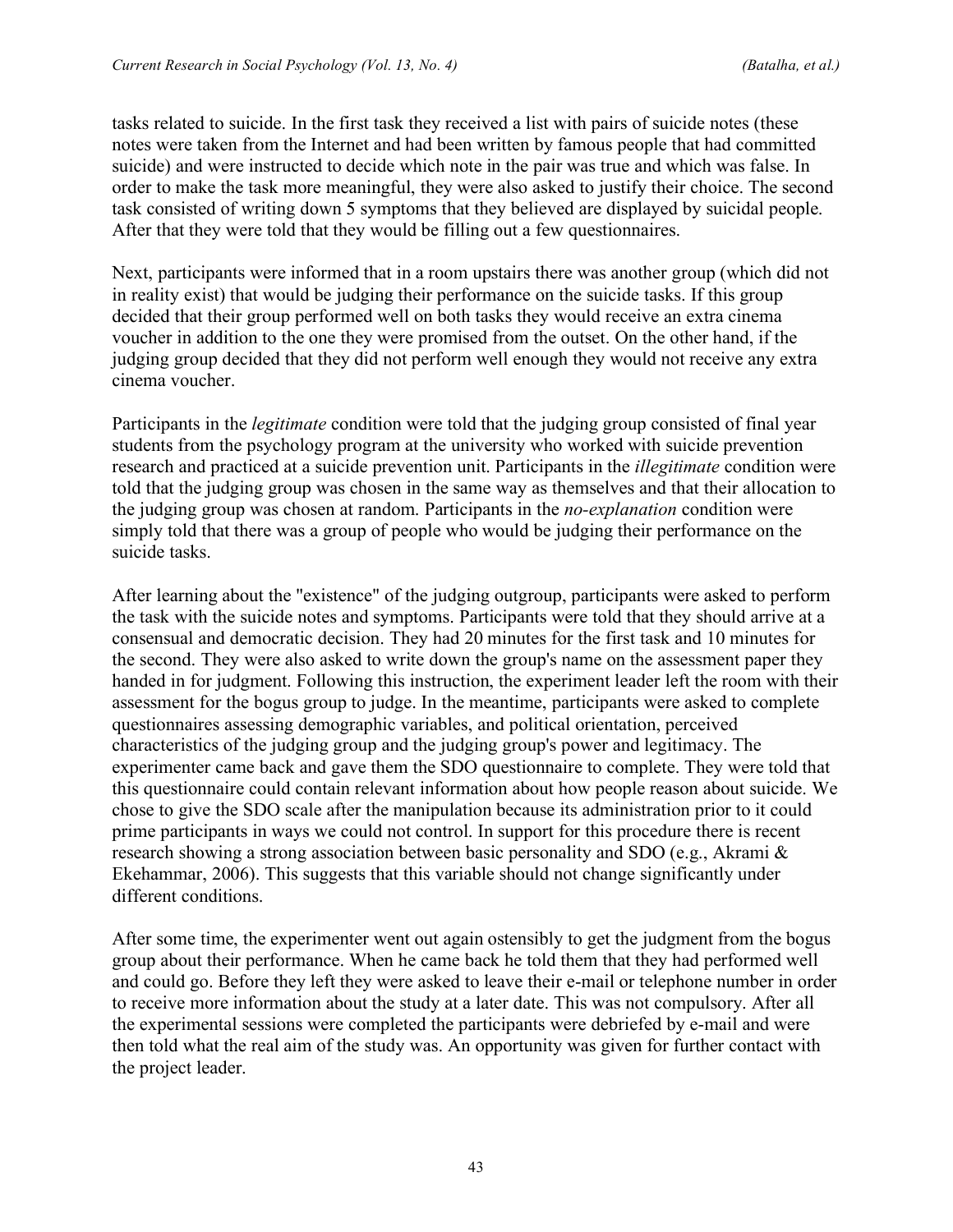tasks related to suicide. In the first task they received a list with pairs of suicide notes (these notes were taken from the Internet and had been written by famous people that had committed suicide) and were instructed to decide which note in the pair was true and which was false. In order to make the task more meaningful, they were also asked to justify their choice. The second task consisted of writing down 5 symptoms that they believed are displayed by suicidal people. After that they were told that they would be filling out a few questionnaires.

Next, participants were informed that in a room upstairs there was another group (which did not in reality exist) that would be judging their performance on the suicide tasks. If this group decided that their group performed well on both tasks they would receive an extra cinema voucher in addition to the one they were promised from the outset. On the other hand, if the judging group decided that they did not perform well enough they would not receive any extra cinema voucher.

Participants in the *legitimate* condition were told that the judging group consisted of final year students from the psychology program at the university who worked with suicide prevention research and practiced at a suicide prevention unit. Participants in the *illegitimate* condition were told that the judging group was chosen in the same way as themselves and that their allocation to the judging group was chosen at random. Participants in the *no-explanation* condition were simply told that there was a group of people who would be judging their performance on the suicide tasks.

After learning about the "existence" of the judging outgroup, participants were asked to perform the task with the suicide notes and symptoms. Participants were told that they should arrive at a consensual and democratic decision. They had 20 minutes for the first task and 10 minutes for the second. They were also asked to write down the group's name on the assessment paper they handed in for judgment. Following this instruction, the experiment leader left the room with their assessment for the bogus group to judge. In the meantime, participants were asked to complete questionnaires assessing demographic variables, and political orientation, perceived characteristics of the judging group and the judging group's power and legitimacy. The experimenter came back and gave them the SDO questionnaire to complete. They were told that this questionnaire could contain relevant information about how people reason about suicide. We chose to give the SDO scale after the manipulation because its administration prior to it could prime participants in ways we could not control. In support for this procedure there is recent research showing a strong association between basic personality and SDO (e.g., Akrami & Ekehammar, 2006). This suggests that this variable should not change significantly under different conditions.

After some time, the experimenter went out again ostensibly to get the judgment from the bogus group about their performance. When he came back he told them that they had performed well and could go. Before they left they were asked to leave their e-mail or telephone number in order to receive more information about the study at a later date. This was not compulsory. After all the experimental sessions were completed the participants were debriefed by e-mail and were then told what the real aim of the study was. An opportunity was given for further contact with the project leader.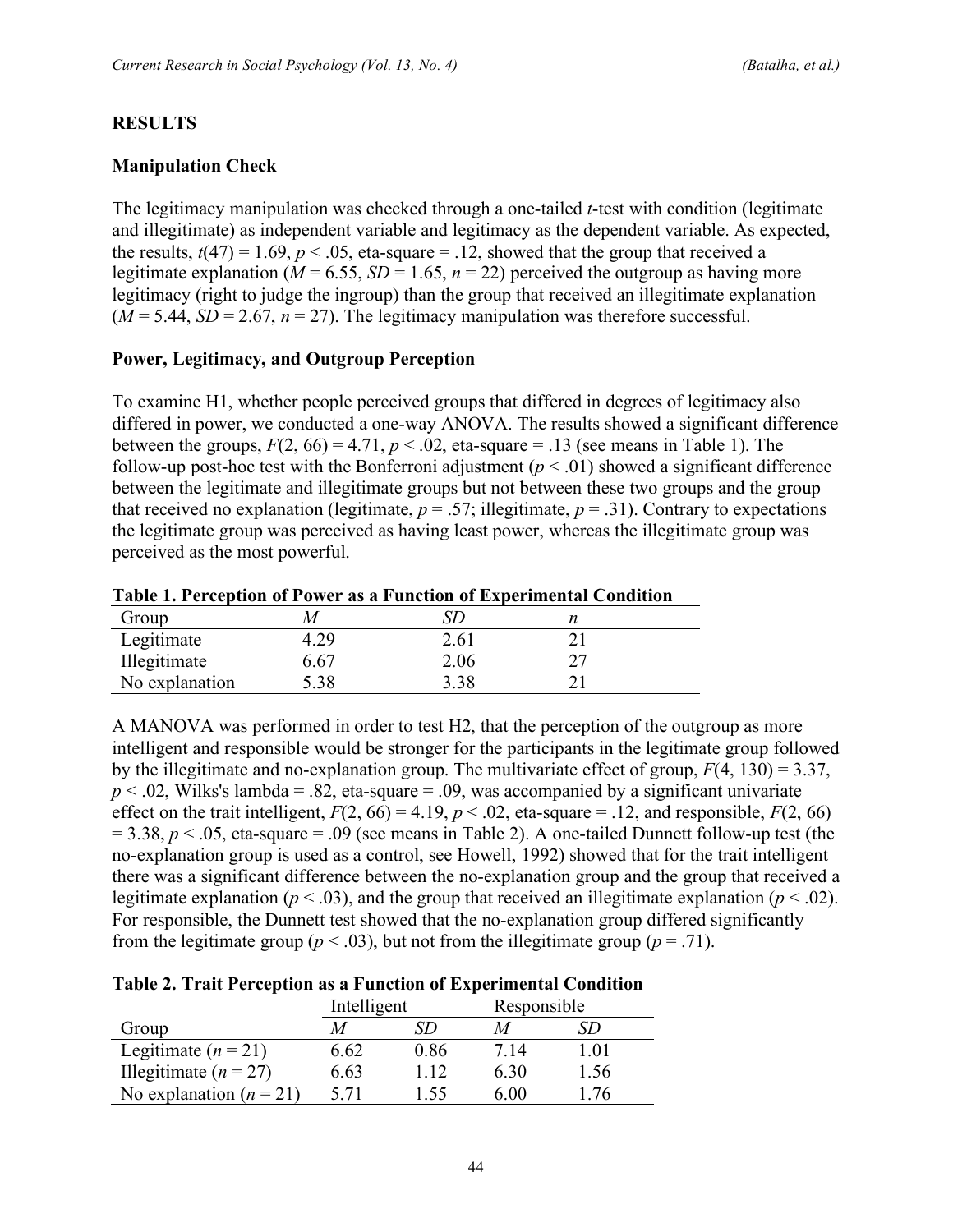## RESULTS

### Manipulation Check

The legitimacy manipulation was checked through a one-tailed *t*-test with condition (legitimate and illegitimate) as independent variable and legitimacy as the dependent variable. As expected, the results, $t(47) = 1.69$, $p < .05$, eta-square = .12, showed that the group that received a legitimate explanation ($M = 6.55$, $SD = 1.65$, $n = 22$) perceived the outgroup as having more legitimacy (right to judge the ingroup) than the group that received an illegitimate explanation ($M = 5.44$, $SD = 2.67$, $n = 27$). The legitimacy manipulation was therefore successful.

### Power, Legitimacy, and Outgroup Perception

To examine H1, whether people perceived groups that differed in degrees of legitimacy also differed in power, we conducted a one-way ANOVA. The results showed a significant difference between the groups, $F(2, 66) = 4.71$, $p < .02$, eta-square = .13 (see means in Table 1). The follow-up post-hoc test with the Bonferroni adjustment ($p < .01$) showed a significant difference between the legitimate and illegitimate groups but not between these two groups and the group that received no explanation (legitimate, $p = .57$; illegitimate, $p = .31$). Contrary to expectations the legitimate group was perceived as having least power, whereas the illegitimate group was perceived as the most powerful.

**Table 1. Perception of Power as a Function of Experimental Condition**

| Group | *M* | *SD* | *n* |
|---|---|---|---|
| Legitimate | 4.29 | 2.61 | 21 |
| Illegitimate | 6.67 | 2.06 | 27 |
| No explanation | 5.38 | 3.38 | 21 |

A MANOVA was performed in order to test H2, that the perception of the outgroup as more intelligent and responsible would be stronger for the participants in the legitimate group followed by the illegitimate and no-explanation group. The multivariate effect of group, $F(4, 130) = 3.37$, $p < .02$, Wilks's lambda = .82, eta-square = .09, was accompanied by a significant univariate effect on the trait intelligent, $F(2, 66) = 4.19$, $p < .02$, eta-square = .12, and responsible, $F(2, 66) = 3.38$, $p < .05$, eta-square = .09 (see means in Table 2). A one-tailed Dunnett follow-up test (the no-explanation group is used as a control, see Howell, 1992) showed that for the trait intelligent there was a significant difference between the no-explanation group and the group that received a legitimate explanation ($p < .03$), and the group that received an illegitimate explanation ($p < .02$). For responsible, the Dunnett test showed that the no-explanation group differed significantly from the legitimate group ($p < .03$), but not from the illegitimate group ($p = .71$).

**Table 2. Trait Perception as a Function of Experimental Condition**

| | Intelligent | | Responsible | |
|---|---|---|---|---|
| Group | *M* | *SD* | *M* | *SD* |
| Legitimate ($n = 21$) | 6.62 | 0.86 | 7.14 | 1.01 |
| Illegitimate ($n = 27$) | 6.63 | 1.12 | 6.30 | 1.56 |
| No explanation ($n = 21$) | 5.71 | 1.55 | 6.00 | 1.76 |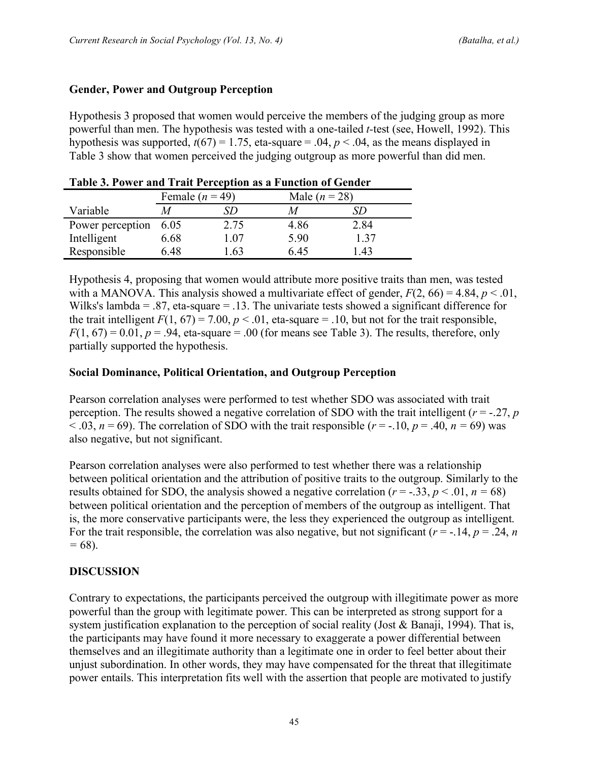### Gender, Power and Outgroup Perception

Hypothesis 3 proposed that women would perceive the members of the judging group as more powerful than men. The hypothesis was tested with a one-tailed *t*-test (see, Howell, 1992). This hypothesis was supported, $t(67) = 1.75$, eta-square = .04, $p < .04$, as the means displayed in Table 3 show that women perceived the judging outgroup as more powerful than did men.

**Table 3. Power and Trait Perception as a Function of Gender**

| | Female ($n = 49$) | | Male ($n = 28$) | |
|---|---|---|---|---|
| Variable | *M* | *SD* | *M* | *SD* |
| Power perception | 6.05 | 2.75 | 4.86 | 2.84 |
| Intelligent | 6.68 | 1.07 | 5.90 | 1.37 |
| Responsible | 6.48 | 1.63 | 6.45 | 1.43 |

Hypothesis 4, proposing that women would attribute more positive traits than men, was tested with a MANOVA. This analysis showed a multivariate effect of gender, $F(2, 66) = 4.84$, $p < .01$, Wilks's lambda = .87, eta-square = .13. The univariate tests showed a significant difference for the trait intelligent $F(1, 67) = 7.00$, $p < .01$, eta-square = .10, but not for the trait responsible, $F(1, 67) = 0.01$, $p = .94$, eta-square = .00 (for means see Table 3). The results, therefore, only partially supported the hypothesis.

### Social Dominance, Political Orientation, and Outgroup Perception

Pearson correlation analyses were performed to test whether SDO was associated with trait perception. The results showed a negative correlation of SDO with the trait intelligent ($r = -.27$, $p < .03$, $n = 69$). The correlation of SDO with the trait responsible ($r = -.10$, $p = .40$, $n = 69$) was also negative, but not significant.

Pearson correlation analyses were also performed to test whether there was a relationship between political orientation and the attribution of positive traits to the outgroup. Similarly to the results obtained for SDO, the analysis showed a negative correlation ($r = -.33$, $p < .01$, $n = 68$) between political orientation and the perception of members of the outgroup as intelligent. That is, the more conservative participants were, the less they experienced the outgroup as intelligent. For the trait responsible, the correlation was also negative, but not significant ($r = -.14$, $p = .24$, $n = 68$).

## DISCUSSION

Contrary to expectations, the participants perceived the outgroup with illegitimate power as more powerful than the group with legitimate power. This can be interpreted as strong support for a system justification explanation to the perception of social reality (Jost & Banaji, 1994). That is, the participants may have found it more necessary to exaggerate a power differential between themselves and an illegitimate authority than a legitimate one in order to feel better about their unjust subordination. In other words, they may have compensated for the threat that illegitimate power entails. This interpretation fits well with the assertion that people are motivated to justify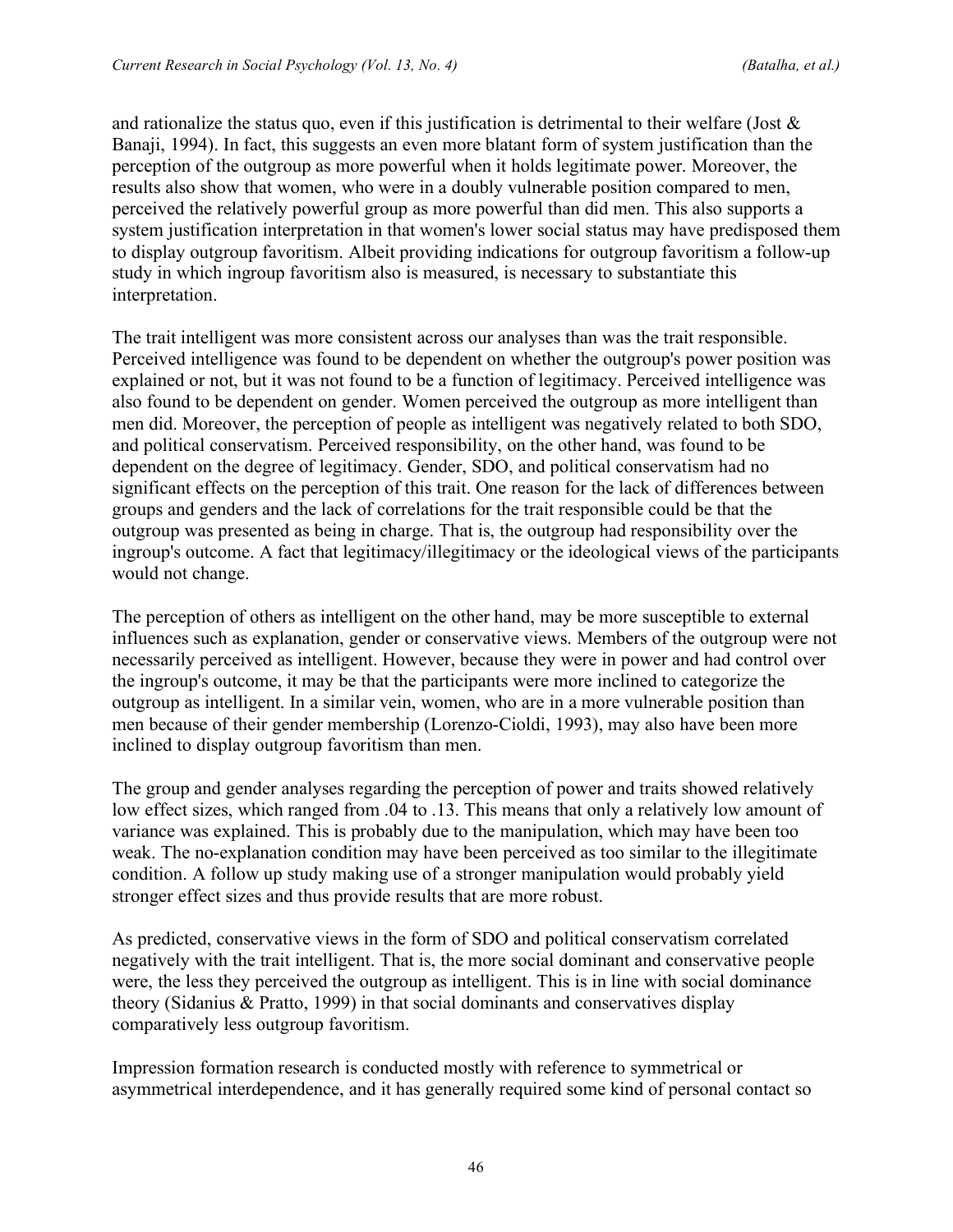and rationalize the status quo, even if this justification is detrimental to their welfare (Jost & Banaji, 1994). In fact, this suggests an even more blatant form of system justification than the perception of the outgroup as more powerful when it holds legitimate power. Moreover, the results also show that women, who were in a doubly vulnerable position compared to men, perceived the relatively powerful group as more powerful than did men. This also supports a system justification interpretation in that women's lower social status may have predisposed them to display outgroup favoritism. Albeit providing indications for outgroup favoritism a follow-up study in which ingroup favoritism also is measured, is necessary to substantiate this interpretation.

The trait intelligent was more consistent across our analyses than was the trait responsible. Perceived intelligence was found to be dependent on whether the outgroup's power position was explained or not, but it was not found to be a function of legitimacy. Perceived intelligence was also found to be dependent on gender. Women perceived the outgroup as more intelligent than men did. Moreover, the perception of people as intelligent was negatively related to both SDO, and political conservatism. Perceived responsibility, on the other hand, was found to be dependent on the degree of legitimacy. Gender, SDO, and political conservatism had no significant effects on the perception of this trait. One reason for the lack of differences between groups and genders and the lack of correlations for the trait responsible could be that the outgroup was presented as being in charge. That is, the outgroup had responsibility over the ingroup's outcome. A fact that legitimacy/illegitimacy or the ideological views of the participants would not change.

The perception of others as intelligent on the other hand, may be more susceptible to external influences such as explanation, gender or conservative views. Members of the outgroup were not necessarily perceived as intelligent. However, because they were in power and had control over the ingroup's outcome, it may be that the participants were more inclined to categorize the outgroup as intelligent. In a similar vein, women, who are in a more vulnerable position than men because of their gender membership (Lorenzo-Cioldi, 1993), may also have been more inclined to display outgroup favoritism than men.

The group and gender analyses regarding the perception of power and traits showed relatively low effect sizes, which ranged from .04 to .13. This means that only a relatively low amount of variance was explained. This is probably due to the manipulation, which may have been too weak. The no-explanation condition may have been perceived as too similar to the illegitimate condition. A follow up study making use of a stronger manipulation would probably yield stronger effect sizes and thus provide results that are more robust.

As predicted, conservative views in the form of SDO and political conservatism correlated negatively with the trait intelligent. That is, the more social dominant and conservative people were, the less they perceived the outgroup as intelligent. This is in line with social dominance theory (Sidanius & Pratto, 1999) in that social dominants and conservatives display comparatively less outgroup favoritism.

Impression formation research is conducted mostly with reference to symmetrical or asymmetrical interdependence, and it has generally required some kind of personal contact so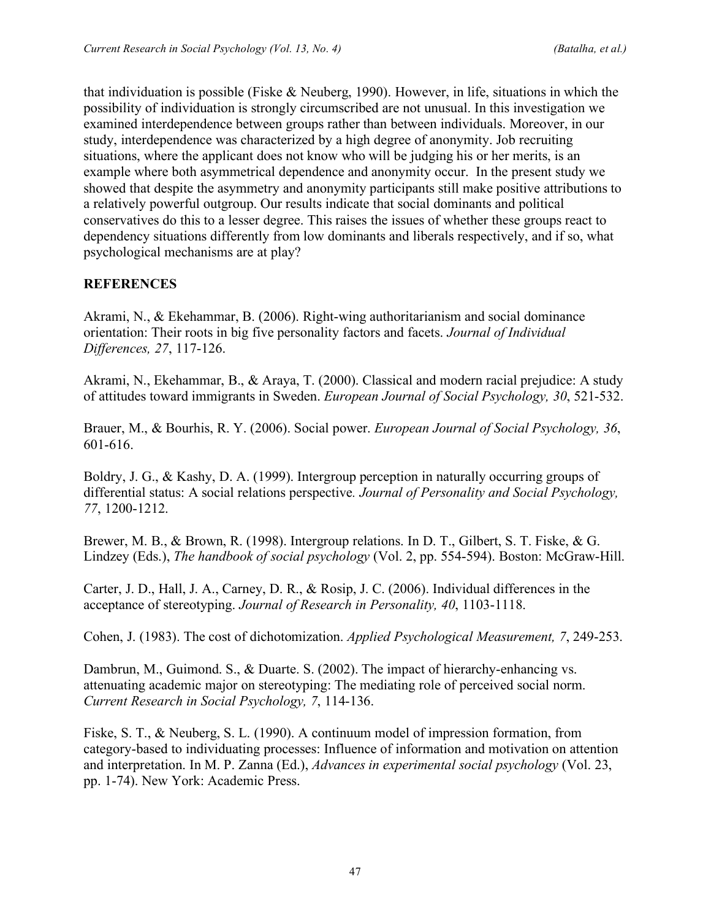that individuation is possible (Fiske & Neuberg, 1990). However, in life, situations in which the possibility of individuation is strongly circumscribed are not unusual. In this investigation we examined interdependence between groups rather than between individuals. Moreover, in our study, interdependence was characterized by a high degree of anonymity. Job recruiting situations, where the applicant does not know who will be judging his or her merits, is an example where both asymmetrical dependence and anonymity occur. In the present study we showed that despite the asymmetry and anonymity participants still make positive attributions to a relatively powerful outgroup. Our results indicate that social dominants and political conservatives do this to a lesser degree. This raises the issues of whether these groups react to dependency situations differently from low dominants and liberals respectively, and if so, what psychological mechanisms are at play?

## REFERENCES

Akrami, N., & Ekehammar, B. (2006). Right-wing authoritarianism and social dominance orientation: Their roots in big five personality factors and facets. *Journal of Individual Differences, 27*, 117-126.

Akrami, N., Ekehammar, B., & Araya, T. (2000). Classical and modern racial prejudice: A study of attitudes toward immigrants in Sweden. *European Journal of Social Psychology, 30*, 521-532.

Brauer, M., & Bourhis, R. Y. (2006). Social power. *European Journal of Social Psychology, 36*, 601-616.

Boldry, J. G., & Kashy, D. A. (1999). Intergroup perception in naturally occurring groups of differential status: A social relations perspective. *Journal of Personality and Social Psychology, 77*, 1200-1212.

Brewer, M. B., & Brown, R. (1998). Intergroup relations. In D. T., Gilbert, S. T. Fiske, & G. Lindzey (Eds.), *The handbook of social psychology* (Vol. 2, pp. 554-594). Boston: McGraw-Hill.

Carter, J. D., Hall, J. A., Carney, D. R., & Rosip, J. C. (2006). Individual differences in the acceptance of stereotyping. *Journal of Research in Personality, 40*, 1103-1118.

Cohen, J. (1983). The cost of dichotomization. *Applied Psychological Measurement, 7*, 249-253.

Dambrun, M., Guimond. S., & Duarte. S. (2002). The impact of hierarchy-enhancing vs. attenuating academic major on stereotyping: The mediating role of perceived social norm. *Current Research in Social Psychology, 7*, 114-136.

Fiske, S. T., & Neuberg, S. L. (1990). A continuum model of impression formation, from category-based to individuating processes: Influence of information and motivation on attention and interpretation. In M. P. Zanna (Ed.), *Advances in experimental social psychology* (Vol. 23, pp. 1-74). New York: Academic Press.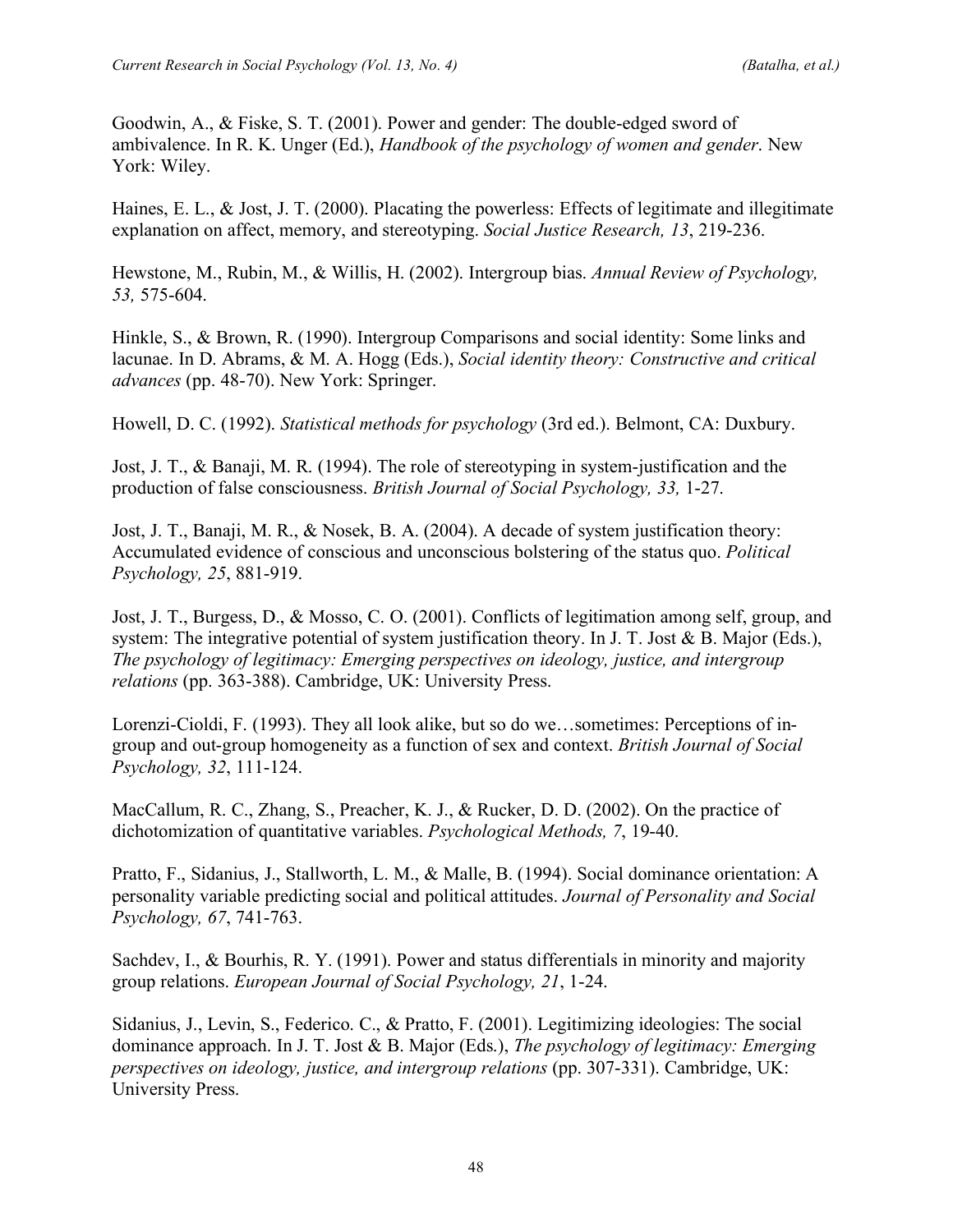Goodwin, A., & Fiske, S. T. (2001). Power and gender: The double-edged sword of ambivalence. In R. K. Unger (Ed.), *Handbook of the psychology of women and gender*. New York: Wiley.

Haines, E. L., & Jost, J. T. (2000). Placating the powerless: Effects of legitimate and illegitimate explanation on affect, memory, and stereotyping. *Social Justice Research, 13*, 219-236.

Hewstone, M., Rubin, M., & Willis, H. (2002). Intergroup bias. *Annual Review of Psychology, 53,* 575-604.

Hinkle, S., & Brown, R. (1990). Intergroup Comparisons and social identity: Some links and lacunae. In D. Abrams, & M. A. Hogg (Eds.), *Social identity theory: Constructive and critical advances* (pp. 48-70). New York: Springer.

Howell, D. C. (1992). *Statistical methods for psychology* (3rd ed.). Belmont, CA: Duxbury.

Jost, J. T., & Banaji, M. R. (1994). The role of stereotyping in system-justification and the production of false consciousness. *British Journal of Social Psychology, 33,* 1-27.

Jost, J. T., Banaji, M. R., & Nosek, B. A. (2004). A decade of system justification theory: Accumulated evidence of conscious and unconscious bolstering of the status quo. *Political Psychology, 25*, 881-919.

Jost, J. T., Burgess, D., & Mosso, C. O. (2001). Conflicts of legitimation among self, group, and system: The integrative potential of system justification theory. In J. T. Jost & B. Major (Eds.), *The psychology of legitimacy: Emerging perspectives on ideology, justice, and intergroup relations* (pp. 363-388). Cambridge, UK: University Press.

Lorenzi-Cioldi, F. (1993). They all look alike, but so do we…sometimes: Perceptions of in-group and out-group homogeneity as a function of sex and context. *British Journal of Social Psychology, 32*, 111-124.

MacCallum, R. C., Zhang, S., Preacher, K. J., & Rucker, D. D. (2002). On the practice of dichotomization of quantitative variables. *Psychological Methods, 7*, 19-40.

Pratto, F., Sidanius, J., Stallworth, L. M., & Malle, B. (1994). Social dominance orientation: A personality variable predicting social and political attitudes. *Journal of Personality and Social Psychology, 67*, 741-763.

Sachdev, I., & Bourhis, R. Y. (1991). Power and status differentials in minority and majority group relations. *European Journal of Social Psychology, 21*, 1-24.

Sidanius, J., Levin, S., Federico. C., & Pratto, F. (2001). Legitimizing ideologies: The social dominance approach. In J. T. Jost & B. Major (Eds.), *The psychology of legitimacy: Emerging perspectives on ideology, justice, and intergroup relations* (pp. 307-331). Cambridge, UK: University Press.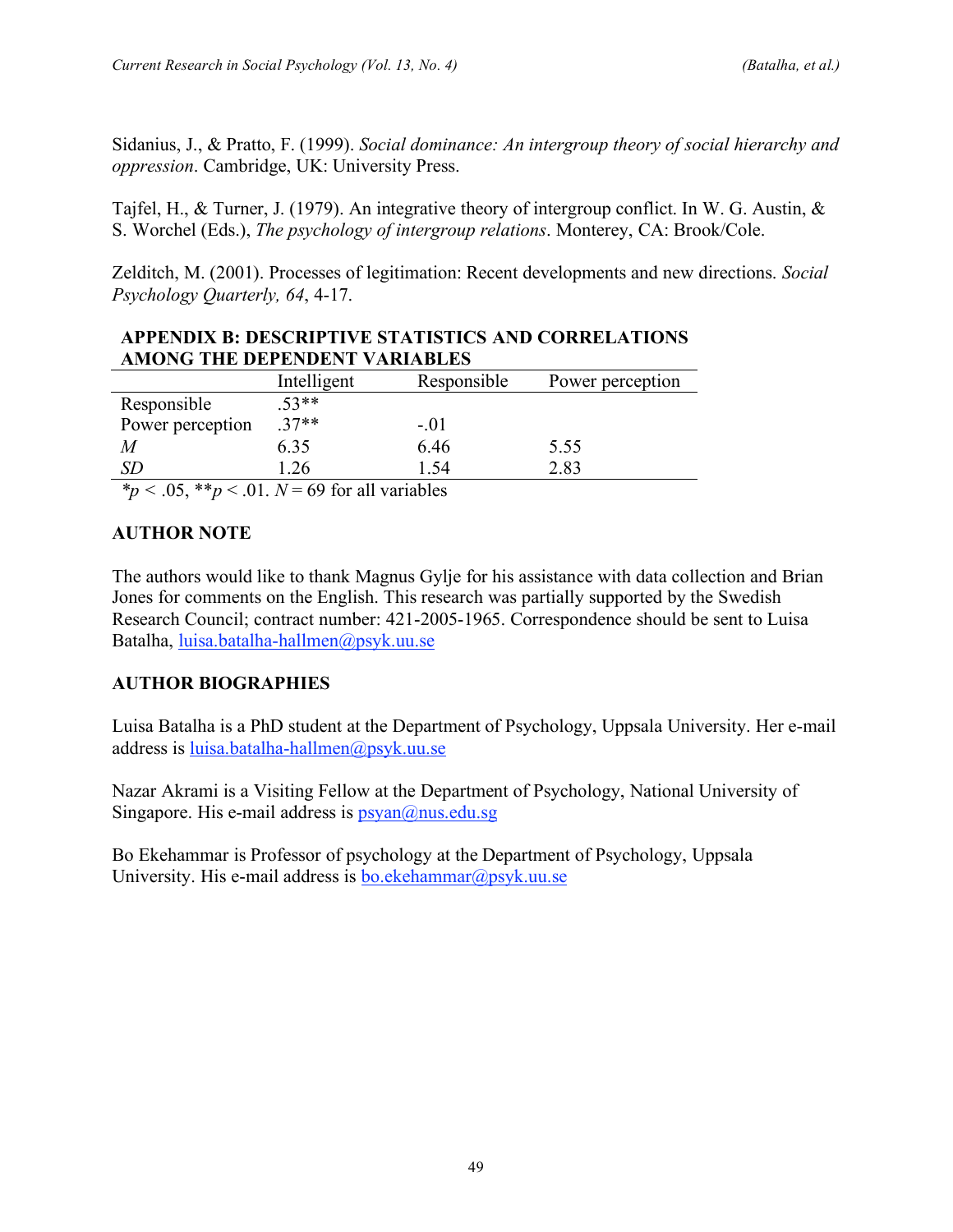Sidanius, J., & Pratto, F. (1999). *Social dominance: An intergroup theory of social hierarchy and oppression*. Cambridge, UK: University Press.

Tajfel, H., & Turner, J. (1979). An integrative theory of intergroup conflict. In W. G. Austin, & S. Worchel (Eds.), *The psychology of intergroup relations*. Monterey, CA: Brook/Cole.

Zelditch, M. (2001). Processes of legitimation: Recent developments and new directions. *Social Psychology Quarterly, 64*, 4-17.

## APPENDIX B: DESCRIPTIVE STATISTICS AND CORRELATIONS AMONG THE DEPENDENT VARIABLES

| | Intelligent | Responsible | Power perception |
|---|---|---|---|
| Responsible | .53** | | |
| Power perception | .37** | -.01 | |
| *M* | 6.35 | 6.46 | 5.55 |
| *SD* | 1.26 | 1.54 | 2.83 |

$^{*}p < .05$, $^{**}p < .01$. $N = 69$ for all variables

## AUTHOR NOTE

The authors would like to thank Magnus Gylje for his assistance with data collection and Brian Jones for comments on the English. This research was partially supported by the Swedish Research Council; contract number: 421-2005-1965. Correspondence should be sent to Luisa Batalha, luisa.batalha-hallmen@psyk.uu.se

## AUTHOR BIOGRAPHIES

Luisa Batalha is a PhD student at the Department of Psychology, Uppsala University. Her e-mail address is luisa.batalha-hallmen@psyk.uu.se

Nazar Akrami is a Visiting Fellow at the Department of Psychology, National University of Singapore. His e-mail address is psyan@nus.edu.sg

Bo Ekehammar is Professor of psychology at the Department of Psychology, Uppsala University. His e-mail address is bo.ekehammar@psyk.uu.se